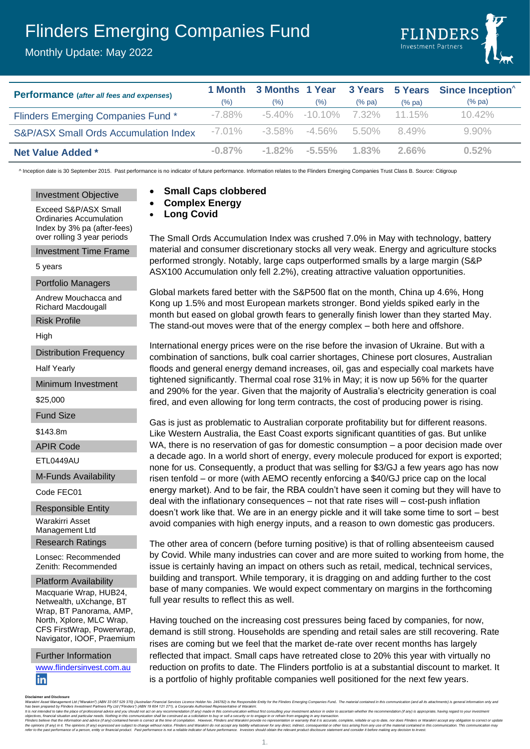# Flinders Emerging Companies Fund

Monthly Update: May 2022

FLINDERS Investment Partners

| Performance (*after all fees and expenses*) | 1 Month (%) | 3 Months (%) | 1 Year (%) | 3 Years (% pa) | 5 Years (% pa) | Since Inception^ (% pa) |
|---|---|---|---|---|---|---|
| Flinders Emerging Companies Fund * | -7.88% | -5.40% | -10.10% | 7.32% | 11.15% | 10.42% |
| S&P/ASX Small Ords Accumulation Index | -7.01% | -3.58% | -4.56% | 5.50% | 8.49% | 9.90% |
| **Net Value Added *** | **-0.87%** | **-1.82%** | **-5.55%** | **1.83%** | **2.66%** | **0.52%** |

^ Inception date is 30 September 2015. Past performance is no indicator of future performance. Information relates to the Flinders Emerging Companies Trust Class B. Source: Citigroup

**Investment Objective**
Exceed S&P/ASX Small Ordinaries Accumulation Index by 3% pa (after-fees) over rolling 3 year periods

**Investment Time Frame**
5 years

**Portfolio Managers**
Andrew Mouchacca and Richard Macdougall

**Risk Profile**
High

**Distribution Frequency**
Half Yearly

**Minimum Investment**
$25,000

**Fund Size**
$143.8m

**APIR Code**
ETL0449AU

**M-Funds Availability**
Code FEC01

**Responsible Entity**
Warakirri Asset Management Ltd

**Research Ratings**
Lonsec: Recommended
Zenith: Recommended

**Platform Availability**
Macquarie Wrap, HUB24, Netwealth, uXchange, BT Wrap, BT Panorama, AMP, North, Xplore, MLC Wrap, CFS FirstWrap, Powerwrap, Navigator, IOOF, Praemium

**Further Information**
www.flindersinvest.com.au

- **Small Caps clobbered**
- **Complex Energy**
- **Long Covid**

The Small Ords Accumulation Index was crushed 7.0% in May with technology, battery material and consumer discretionary stocks all very weak. Energy and agriculture stocks performed strongly. Notably, large caps outperformed smalls by a large margin (S&P ASX100 Accumulation only fell 2.2%), creating attractive valuation opportunities.

Global markets fared better with the S&P500 flat on the month, China up 4.6%, Hong Kong up 1.5% and most European markets stronger. Bond yields spiked early in the month but eased on global growth fears to generally finish lower than they started May. The stand-out moves were that of the energy complex – both here and offshore.

International energy prices were on the rise before the invasion of Ukraine. But with a combination of sanctions, bulk coal carrier shortages, Chinese port closures, Australian floods and general energy demand increases, oil, gas and especially coal markets have tightened significantly. Thermal coal rose 31% in May; it is now up 56% for the quarter and 290% for the year. Given that the majority of Australia's electricity generation is coal fired, and even allowing for long term contracts, the cost of producing power is rising.

Gas is just as problematic to Australian corporate profitability but for different reasons. Like Western Australia, the East Coast exports significant quantities of gas. But unlike WA, there is no reservation of gas for domestic consumption – a poor decision made over a decade ago. In a world short of energy, every molecule produced for export is exported; none for us. Consequently, a product that was selling for $3/GJ a few years ago has now risen tenfold – or more (with AEMO recently enforcing a $40/GJ price cap on the local energy market). And to be fair, the RBA couldn't have seen it coming but they will have to deal with the inflationary consequences – not that rate rises will – cost-push inflation doesn't work like that. We are in an energy pickle and it will take some time to sort – best avoid companies with high energy inputs, and a reason to own domestic gas producers.

The other area of concern (before turning positive) is that of rolling absenteeism caused by Covid. While many industries can cover and are more suited to working from home, the issue is certainly having an impact on others such as retail, medical, technical services, building and transport. While temporary, it is dragging on and adding further to the cost base of many companies. We would expect commentary on margins in the forthcoming full year results to reflect this as well.

Having touched on the increasing cost pressures being faced by companies, for now, demand is still strong. Households are spending and retail sales are still recovering. Rate rises are coming but we feel that the market de-rate over recent months has largely reflected that impact. Small caps have retreated close to 20% this year with virtually no reduction on profits to date. The Flinders portfolio is at a substantial discount to market. It is a portfolio of highly profitable companies well positioned for the next few years.

**Disclaimer and Disclosure**

*Warakirri Asset Management Ltd ("Warakirri") (ABN 33 057 529 370) (Australian Financial Services Licence Holder No. 246782) is the Responsible Entity for the Flinders Emerging Companies Fund. The material contained in this communication (and all its attachments) is general information only and has been prepared by Flinders Investment Partners Pty Ltd ("Flinders") (ABN 19 604 121 271), a Corporate Authorised Representative of Warakirri.*
*It is not intended to take the place of professional advice and you should not act on any recommendation (if any) made in this communication without first consulting your investment advisor in order to ascertain whether the recommendation (if any) is appropriate, having regard to your investment objectives, financial situation and particular needs. Nothing in this communication shall be construed as a solicitation to buy or sell a security or to engage in or refrain from engaging in any transaction.*
*Flinders believe that the information and advice (if any) contained herein is correct at the time of compilation. However, Flinders and Warakirri provide no representation or warranty that it is accurate, complete, reliable or up to date, nor does Flinders or Warakirri accept any obligation to correct or update the opinions (if any) in it. The opinions (if any) expressed are subject to change without notice. Flinders and Warakirri do not accept any liability whatsoever for any direct, indirect, consequential or other loss arising from any use of the material contained in this communication. This communication may refer to the past performance of a person, entity or financial product. Past performance is not a reliable indicator of future performance. Investors should obtain the relevant product disclosure statement and consider it before making any decision to invest.*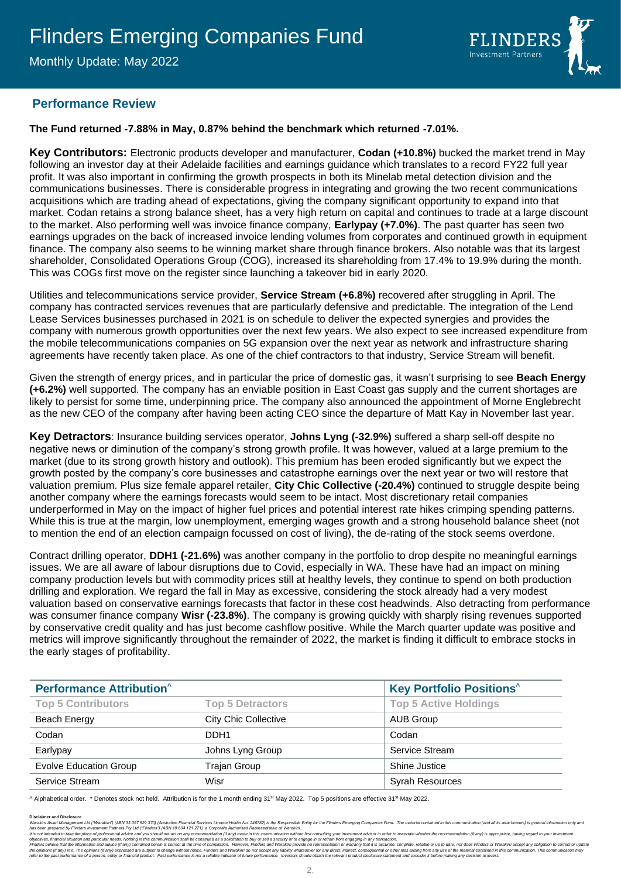# Flinders Emerging Companies Fund

Monthly Update: May 2022

## Performance Review

**The Fund returned -7.88% in May, 0.87% behind the benchmark which returned -7.01%.**

**Key Contributors:** Electronic products developer and manufacturer, **Codan (+10.8%)** bucked the market trend in May following an investor day at their Adelaide facilities and earnings guidance which translates to a record FY22 full year profit. It was also important in confirming the growth prospects in both its Minelab metal detection division and the communications businesses. There is considerable progress in integrating and growing the two recent communications acquisitions which are trading ahead of expectations, giving the company significant opportunity to expand into that market. Codan retains a strong balance sheet, has a very high return on capital and continues to trade at a large discount to the market. Also performing well was invoice finance company, **Earlypay (+7.0%)**. The past quarter has seen two earnings upgrades on the back of increased invoice lending volumes from corporates and continued growth in equipment finance. The company also seems to be winning market share through finance brokers. Also notable was that its largest shareholder, Consolidated Operations Group (COG), increased its shareholding from 17.4% to 19.9% during the month. This was COGs first move on the register since launching a takeover bid in early 2020.

Utilities and telecommunications service provider, **Service Stream (+6.8%)** recovered after struggling in April. The company has contracted services revenues that are particularly defensive and predictable. The integration of the Lend Lease Services businesses purchased in 2021 is on schedule to deliver the expected synergies and provides the company with numerous growth opportunities over the next few years. We also expect to see increased expenditure from the mobile telecommunications companies on 5G expansion over the next year as network and infrastructure sharing agreements have recently taken place. As one of the chief contractors to that industry, Service Stream will benefit.

Given the strength of energy prices, and in particular the price of domestic gas, it wasn't surprising to see **Beach Energy (+6.2%)** well supported. The company has an enviable position in East Coast gas supply and the current shortages are likely to persist for some time, underpinning price. The company also announced the appointment of Morne Englebrecht as the new CEO of the company after having been acting CEO since the departure of Matt Kay in November last year.

**Key Detractors**: Insurance building services operator, **Johns Lyng (-32.9%)** suffered a sharp sell-off despite no negative news or diminution of the company's strong growth profile. It was however, valued at a large premium to the market (due to its strong growth history and outlook). This premium has been eroded significantly but we expect the growth posted by the company's core businesses and catastrophe earnings over the next year or two will restore that valuation premium. Plus size female apparel retailer, **City Chic Collective (-20.4%)** continued to struggle despite being another company where the earnings forecasts would seem to be intact. Most discretionary retail companies underperformed in May on the impact of higher fuel prices and potential interest rate hikes crimping spending patterns. While this is true at the margin, low unemployment, emerging wages growth and a strong household balance sheet (not to mention the end of an election campaign focussed on cost of living), the de-rating of the stock seems overdone.

Contract drilling operator, **DDH1 (-21.6%)** was another company in the portfolio to drop despite no meaningful earnings issues. We are all aware of labour disruptions due to Covid, especially in WA. These have had an impact on mining company production levels but with commodity prices still at healthy levels, they continue to spend on both production drilling and exploration. We regard the fall in May as excessive, considering the stock already had a very modest valuation based on conservative earnings forecasts that factor in these cost headwinds. Also detracting from performance was consumer finance company **Wisr (-23.8%)**. The company is growing quickly with sharply rising revenues supported by conservative credit quality and has just become cashflow positive. While the March quarter update was positive and metrics will improve significantly throughout the remainder of 2022, the market is finding it difficult to embrace stocks in the early stages of profitability.

| Performance Attribution^ | | Key Portfolio Positions^ |
|---|---|---|
| Top 5 Contributors | Top 5 Detractors | Top 5 Active Holdings |
| Beach Energy | City Chic Collective | AUB Group |
| Codan | DDH1 | Codan |
| Earlypay | Johns Lyng Group | Service Stream |
| Evolve Education Group | Trajan Group | Shine Justice |
| Service Stream | Wisr | Syrah Resources |

^ Alphabetical order. * Denotes stock not held. Attribution is for the 1 month ending 31st May 2022. Top 5 positions are effective 31st May 2022.

**Disclaimer and Disclosure**

Warakirri Asset Management Ltd ("Warakirri") (ABN 33 057 529 370) (Australian Financial Services Licence Holder No. 246782) is the Responsible Entity for the Flinders Emerging Companies Fund. The material contained in this communication (and all its attachments) is general information only and has been prepared by Flinders Investment Partners Pty Ltd ("Flinders") (ABN 19 604 121 271), a Corporate Authorised Representative of Warakirri.
It is not intended to take the place of professional advice and you should not act on any recommendation (if any) made in this communication without first consulting your investment advisor in order to ascertain whether the recommendation (if any) is appropriate, having regard to your investment objectives, financial situation and particular needs. Nothing in this communication shall be construed as a solicitation to buy or sell a security or to engage in or refrain from engaging in any transaction.
Flinders believe that the information and advice (if any) contained herein is correct at the time of compilation. However, Flinders and Warakirri provide no representation or warranty that it is accurate, complete, reliable or up to date, nor does Flinders or Warakirri accept any obligation to correct or update the opinions (if any) in it. The opinions (if any) expressed are subject to change without notice. Flinders and Warakirri do not accept any liability whatsoever for any direct, indirect, consequential or other loss arising from any use of the material contained in this communication. This communication may refer to the past performance of a person, entity or financial product. Past performance is not a reliable indicator of future performance. Investors should obtain the relevant product disclosure statement and consider it before making any decision to invest.